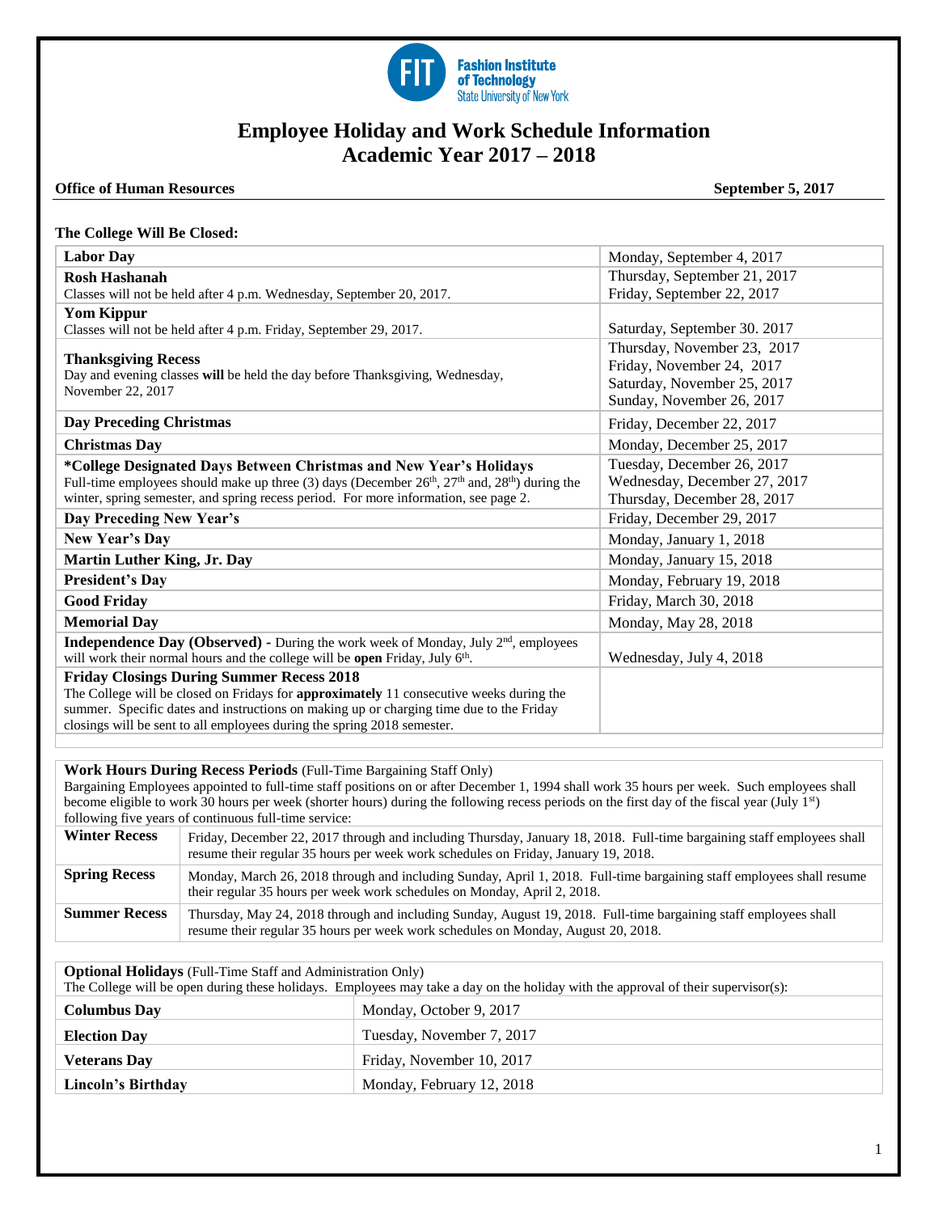# Employee Holiday and Work Schedule Information
# Academic Year 2017 – 2018

**Office of Human Resources** **September 5, 2017**

**The College Will Be Closed:**

| | |
|---|---|
| **Labor Day** | Monday, September 4, 2017 |
| **Rosh Hashanah**<br>Classes will not be held after 4 p.m. Wednesday, September 20, 2017. | Thursday, September 21, 2017<br>Friday, September 22, 2017 |
| **Yom Kippur**<br>Classes will not be held after 4 p.m. Friday, September 29, 2017. | Saturday, September 30. 2017 |
| **Thanksgiving Recess**<br>Day and evening classes **will** be held the day before Thanksgiving, Wednesday, November 22, 2017 | Thursday, November 23, 2017<br>Friday, November 24, 2017<br>Saturday, November 25, 2017<br>Sunday, November 26, 2017 |
| **Day Preceding Christmas** | Friday, December 22, 2017 |
| **Christmas Day** | Monday, December 25, 2017 |
| ***College Designated Days Between Christmas and New Year's Holidays**<br>Full-time employees should make up three (3) days (December 26th, 27th and, 28th) during the winter, spring semester, and spring recess period. For more information, see page 2. | Tuesday, December 26, 2017<br>Wednesday, December 27, 2017<br>Thursday, December 28, 2017 |
| **Day Preceding New Year's** | Friday, December 29, 2017 |
| **New Year's Day** | Monday, January 1, 2018 |
| **Martin Luther King, Jr. Day** | Monday, January 15, 2018 |
| **President's Day** | Monday, February 19, 2018 |
| **Good Friday** | Friday, March 30, 2018 |
| **Memorial Day** | Monday, May 28, 2018 |
| **Independence Day (Observed) -** During the work week of Monday, July 2nd, employees will work their normal hours and the college will be **open** Friday, July 6th. | Wednesday, July 4, 2018 |
| **Friday Closings During Summer Recess 2018**<br>The College will be closed on Fridays for **approximately** 11 consecutive weeks during the summer. Specific dates and instructions on making up or charging time due to the Friday closings will be sent to all employees during the spring 2018 semester. | |

**Work Hours During Recess Periods** (Full-Time Bargaining Staff Only)
Bargaining Employees appointed to full-time staff positions on or after December 1, 1994 shall work 35 hours per week. Such employees shall become eligible to work 30 hours per week (shorter hours) during the following recess periods on the first day of the fiscal year (July 1st) following five years of continuous full-time service:

| | |
|---|---|
| **Winter Recess** | Friday, December 22, 2017 through and including Thursday, January 18, 2018. Full-time bargaining staff employees shall resume their regular 35 hours per week work schedules on Friday, January 19, 2018. |
| **Spring Recess** | Monday, March 26, 2018 through and including Sunday, April 1, 2018. Full-time bargaining staff employees shall resume their regular 35 hours per week work schedules on Monday, April 2, 2018. |
| **Summer Recess** | Thursday, May 24, 2018 through and including Sunday, August 19, 2018. Full-time bargaining staff employees shall resume their regular 35 hours per week work schedules on Monday, August 20, 2018. |

**Optional Holidays** (Full-Time Staff and Administration Only)
The College will be open during these holidays. Employees may take a day on the holiday with the approval of their supervisor(s):

| | |
|---|---|
| **Columbus Day** | Monday, October 9, 2017 |
| **Election Day** | Tuesday, November 7, 2017 |
| **Veterans Day** | Friday, November 10, 2017 |
| **Lincoln's Birthday** | Monday, February 12, 2018 |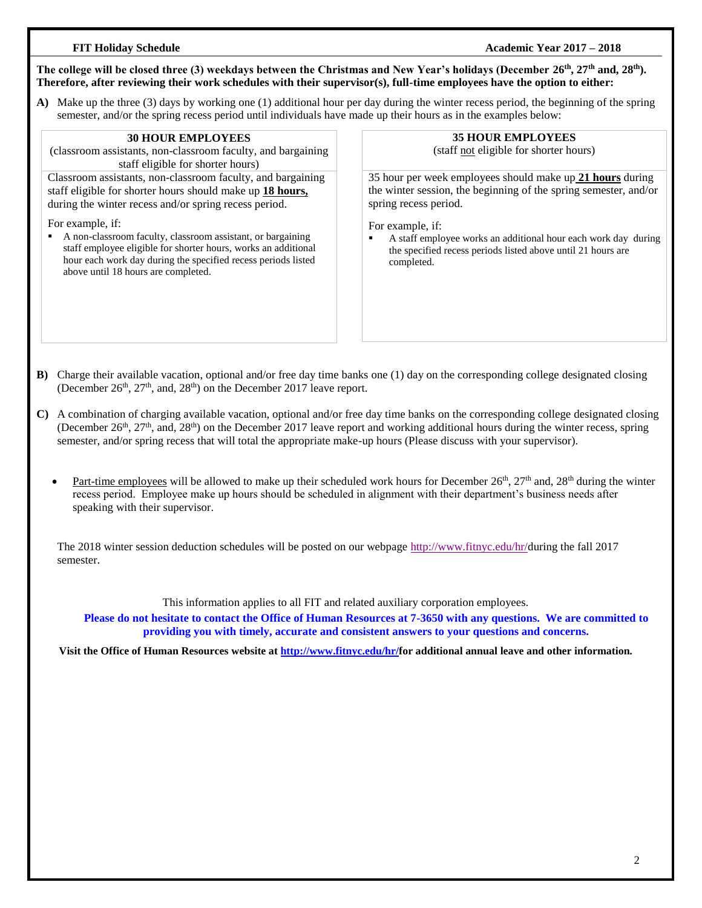**FIT Holiday Schedule** **Academic Year 2017 – 2018**

**The college will be closed three (3) weekdays between the Christmas and New Year's holidays (December 26th, 27th and, 28th). Therefore, after reviewing their work schedules with their supervisor(s), full-time employees have the option to either:**

**A)** Make up the three (3) days by working one (1) additional hour per day during the winter recess period, the beginning of the spring semester, and/or the spring recess period until individuals have made up their hours as in the examples below:

| **30 HOUR EMPLOYEES** (classroom assistants, non-classroom faculty, and bargaining staff eligible for shorter hours) | **35 HOUR EMPLOYEES** (staff not eligible for shorter hours) |
|---|---|
| Classroom assistants, non-classroom faculty, and bargaining staff eligible for shorter hours should make up **18 hours,** during the winter recess and/or spring recess period.<br><br>For example, if:<br>▪ A non-classroom faculty, classroom assistant, or bargaining staff employee eligible for shorter hours, works an additional hour each work day during the specified recess periods listed above until 18 hours are completed. | 35 hour per week employees should make up **21 hours** during the winter session, the beginning of the spring semester, and/or spring recess period.<br><br>For example, if:<br>▪ A staff employee works an additional hour each work day during the specified recess periods listed above until 21 hours are completed. |

**B)** Charge their available vacation, optional and/or free day time banks one (1) day on the corresponding college designated closing (December 26th, 27th, and, 28th) on the December 2017 leave report.

**C)** A combination of charging available vacation, optional and/or free day time banks on the corresponding college designated closing (December 26th, 27th, and, 28th) on the December 2017 leave report and working additional hours during the winter recess, spring semester, and/or spring recess that will total the appropriate make-up hours (Please discuss with your supervisor).

- Part-time employees will be allowed to make up their scheduled work hours for December 26th, 27th and, 28th during the winter recess period. Employee make up hours should be scheduled in alignment with their department's business needs after speaking with their supervisor.

The 2018 winter session deduction schedules will be posted on our webpage http://www.fitnyc.edu/hr/during the fall 2017 semester.

This information applies to all FIT and related auxiliary corporation employees.

**Please do not hesitate to contact the Office of Human Resources at 7-3650 with any questions. We are committed to providing you with timely, accurate and consistent answers to your questions and concerns.**

**Visit the Office of Human Resources website at http://www.fitnyc.edu/hr/for additional annual leave and other information.**